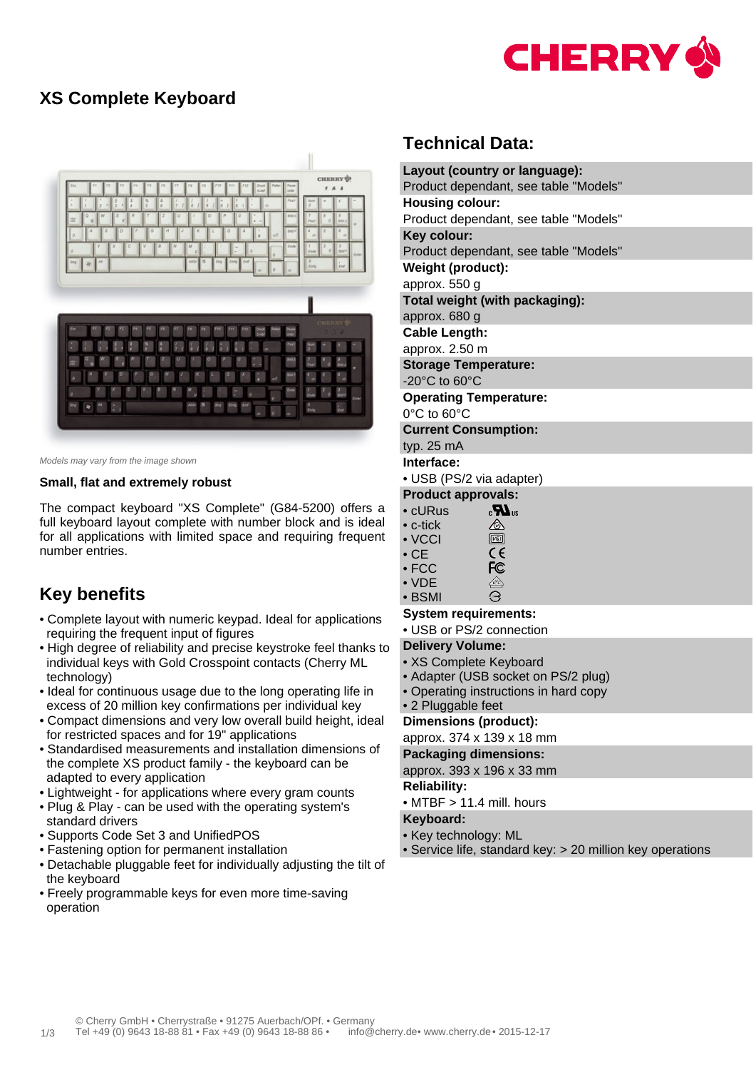# XS Complete Keyboard

*Models may vary from the image shown*

**Small, flat and extremely robust**

The compact keyboard "XS Complete" (G84-5200) offers a full keyboard layout complete with number block and is ideal for all applications with limited space and requiring frequent number entries.

## Key benefits

- Complete layout with numeric keypad. Ideal for applications requiring the frequent input of figures
- High degree of reliability and precise keystroke feel thanks to individual keys with Gold Crosspoint contacts (Cherry ML technology)
- Ideal for continuous usage due to the long operating life in excess of 20 million key confirmations per individual key
- Compact dimensions and very low overall build height, ideal for restricted spaces and for 19" applications
- Standardised measurements and installation dimensions of the complete XS product family - the keyboard can be adapted to every application
- Lightweight - for applications where every gram counts
- Plug & Play - can be used with the operating system's standard drivers
- Supports Code Set 3 and UnifiedPOS
- Fastening option for permanent installation
- Detachable pluggable feet for individually adjusting the tilt of the keyboard
- Freely programmable keys for even more time-saving operation

## Technical Data:

**Layout (country or language):**
Product dependant, see table "Models"

**Housing colour:**
Product dependant, see table "Models"

**Key colour:**
Product dependant, see table "Models"

**Weight (product):**
approx. 550 g

**Total weight (with packaging):**
approx. 680 g

**Cable Length:**
approx. 2.50 m

**Storage Temperature:**
-20°C to 60°C

**Operating Temperature:**
0°C to 60°C

**Current Consumption:**
typ. 25 mA

**Interface:**
- USB (PS/2 via adapter)

**Product approvals:**
- cURus
- c-tick
- VCCI
- CE
- FCC
- VDE
- BSMI

**System requirements:**
- USB or PS/2 connection

**Delivery Volume:**
- XS Complete Keyboard
- Adapter (USB socket on PS/2 plug)
- Operating instructions in hard copy
- 2 Pluggable feet

**Dimensions (product):**
approx. 374 x 139 x 18 mm

**Packaging dimensions:**
approx. 393 x 196 x 33 mm

**Reliability:**
- MTBF > 11.4 mill. hours

**Keyboard:**
- Key technology: ML
- Service life, standard key: > 20 million key operations

© Cherry GmbH • Cherrystraße • 91275 Auerbach/OPf. • Germany
Tel +49 (0) 9643 18-88 81 • Fax +49 (0) 9643 18-88 86 • info@cherry.de• www.cherry.de• 2015-12-17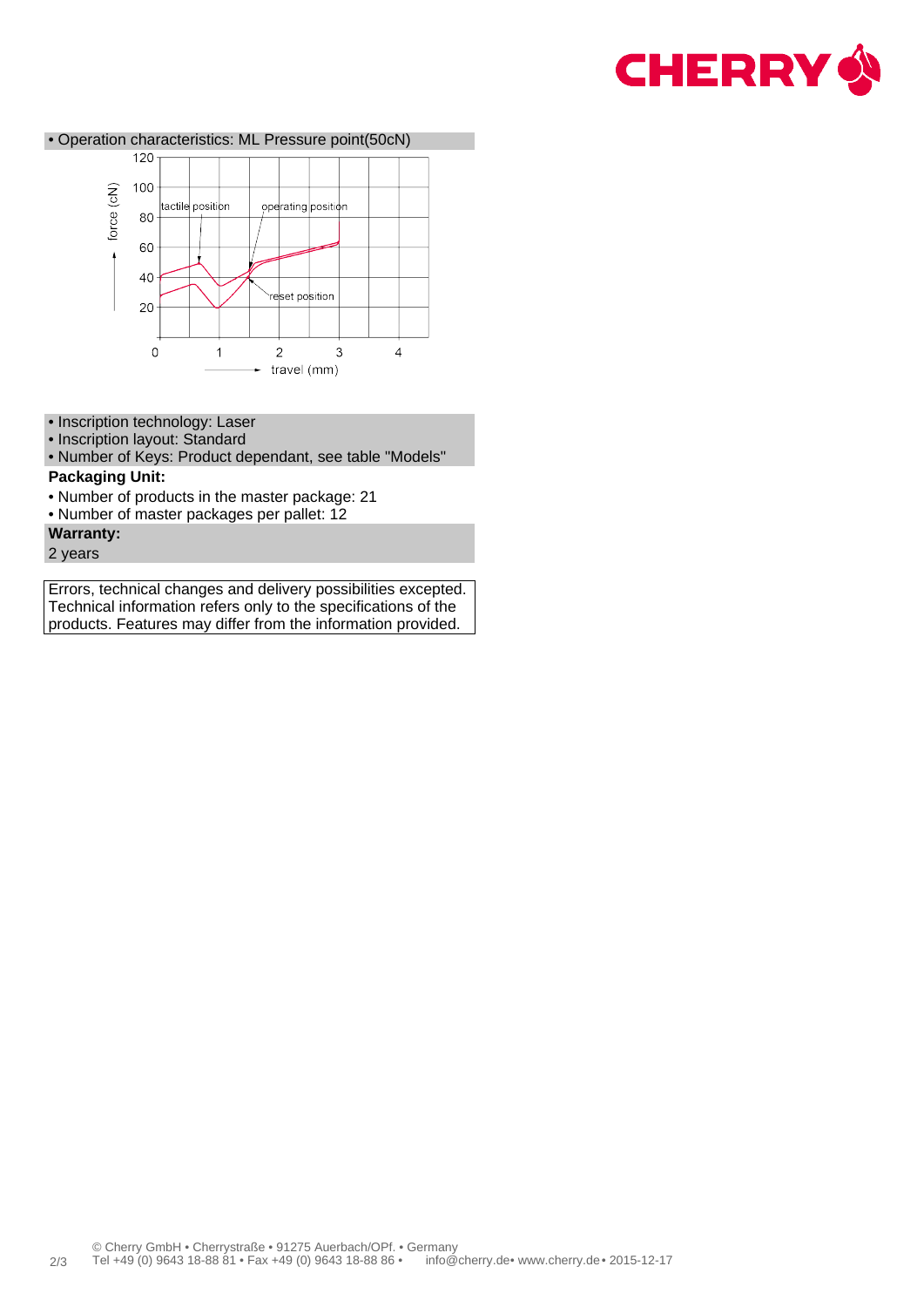• Operation characteristics: ML Pressure point(50cN)

• Inscription technology: Laser
• Inscription layout: Standard
• Number of Keys: Product dependant, see table "Models"

**Packaging Unit:**

• Number of products in the master package: 21
• Number of master packages per pallet: 12

**Warranty:**

2 years

Errors, technical changes and delivery possibilities excepted. Technical information refers only to the specifications of the products. Features may differ from the information provided.

© Cherry GmbH • Cherrystraße • 91275 Auerbach/OPf. • Germany
Tel +49 (0) 9643 18-88 81 • Fax +49 (0) 9643 18-88 86 • info@cherry.de• www.cherry.de• 2015-12-17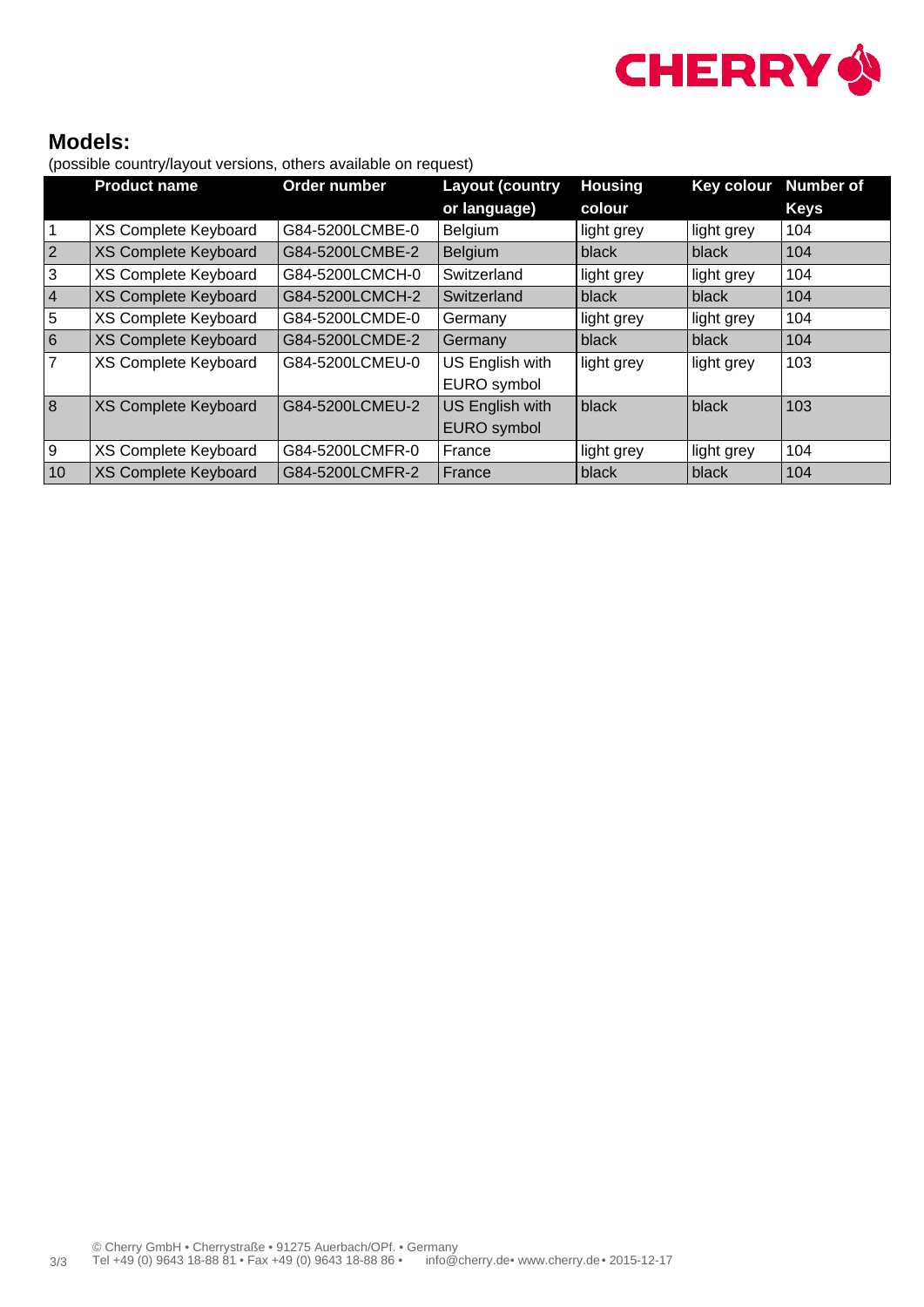## Models:

(possible country/layout versions, others available on request)

| | Product name | Order number | Layout (country or language) | Housing colour | Key colour | Number of Keys |
|---|---|---|---|---|---|---|
| 1 | XS Complete Keyboard | G84-5200LCMBE-0 | Belgium | light grey | light grey | 104 |
| 2 | XS Complete Keyboard | G84-5200LCMBE-2 | Belgium | black | black | 104 |
| 3 | XS Complete Keyboard | G84-5200LCMCH-0 | Switzerland | light grey | light grey | 104 |
| 4 | XS Complete Keyboard | G84-5200LCMCH-2 | Switzerland | black | black | 104 |
| 5 | XS Complete Keyboard | G84-5200LCMDE-0 | Germany | light grey | light grey | 104 |
| 6 | XS Complete Keyboard | G84-5200LCMDE-2 | Germany | black | black | 104 |
| 7 | XS Complete Keyboard | G84-5200LCMEU-0 | US English with EURO symbol | light grey | light grey | 103 |
| 8 | XS Complete Keyboard | G84-5200LCMEU-2 | US English with EURO symbol | black | black | 103 |
| 9 | XS Complete Keyboard | G84-5200LCMFR-0 | France | light grey | light grey | 104 |
| 10 | XS Complete Keyboard | G84-5200LCMFR-2 | France | black | black | 104 |

© Cherry GmbH • Cherrystraße • 91275 Auerbach/OPf. • Germany
Tel +49 (0) 9643 18-88 81 • Fax +49 (0) 9643 18-88 86 • info@cherry.de• www.cherry.de• 2015-12-17